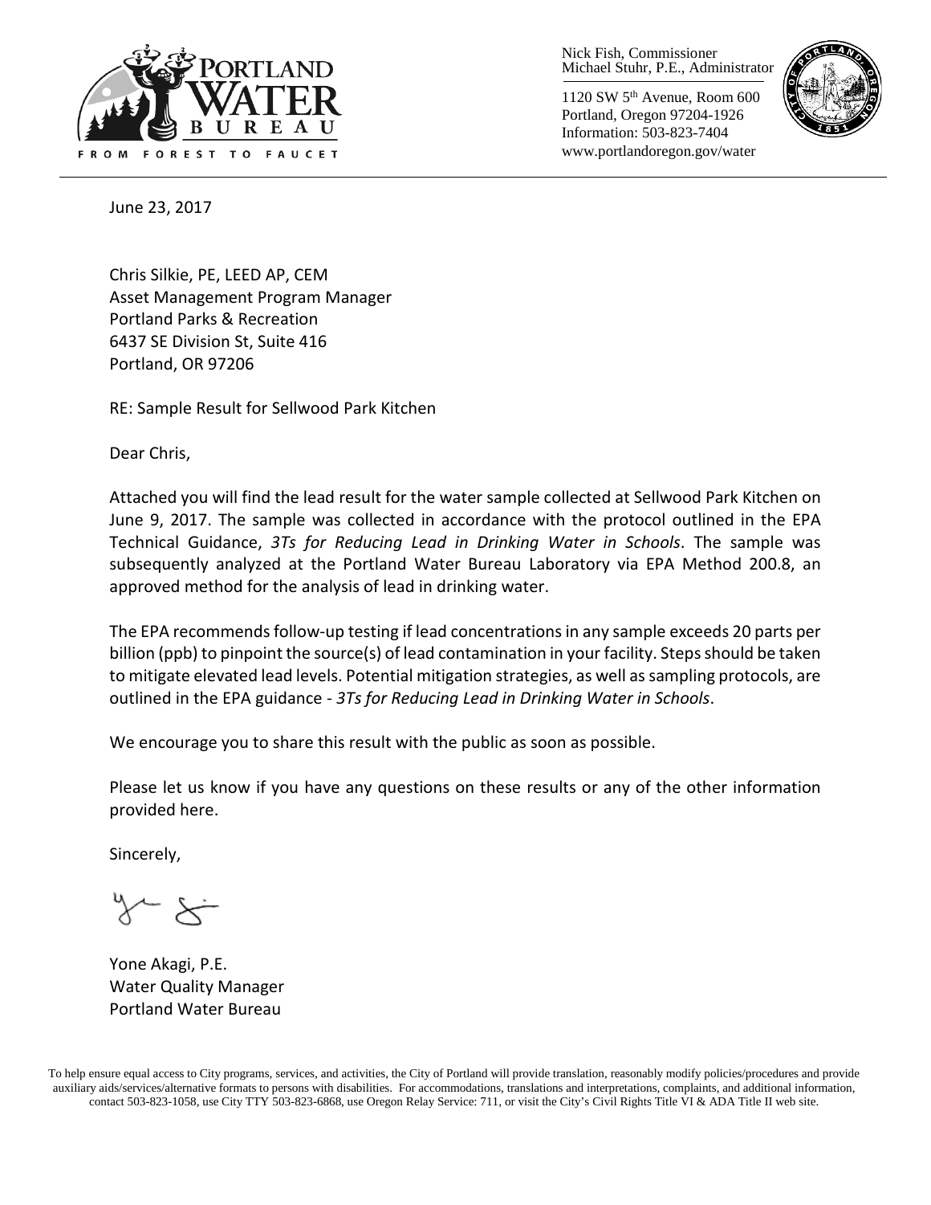Nick Fish, Commissioner
Michael Stuhr, P.E., Administrator

1120 SW 5th Avenue, Room 600
Portland, Oregon 97204-1926
Information: 503-823-7404
www.portlandoregon.gov/water

June 23, 2017

Chris Silkie, PE, LEED AP, CEM
Asset Management Program Manager
Portland Parks & Recreation
6437 SE Division St, Suite 416
Portland, OR 97206

RE: Sample Result for Sellwood Park Kitchen

Dear Chris,

Attached you will find the lead result for the water sample collected at Sellwood Park Kitchen on June 9, 2017. The sample was collected in accordance with the protocol outlined in the EPA Technical Guidance, *3Ts for Reducing Lead in Drinking Water in Schools*. The sample was subsequently analyzed at the Portland Water Bureau Laboratory via EPA Method 200.8, an approved method for the analysis of lead in drinking water.

The EPA recommends follow-up testing if lead concentrations in any sample exceeds 20 parts per billion (ppb) to pinpoint the source(s) of lead contamination in your facility. Steps should be taken to mitigate elevated lead levels. Potential mitigation strategies, as well as sampling protocols, are outlined in the EPA guidance - *3Ts for Reducing Lead in Drinking Water in Schools*.

We encourage you to share this result with the public as soon as possible.

Please let us know if you have any questions on these results or any of the other information provided here.

Sincerely,

Yone Akagi, P.E.
Water Quality Manager
Portland Water Bureau

To help ensure equal access to City programs, services, and activities, the City of Portland will provide translation, reasonably modify policies/procedures and provide auxiliary aids/services/alternative formats to persons with disabilities. For accommodations, translations and interpretations, complaints, and additional information, contact 503-823-1058, use City TTY 503-823-6868, use Oregon Relay Service: 711, or visit the City's Civil Rights Title VI & ADA Title II web site.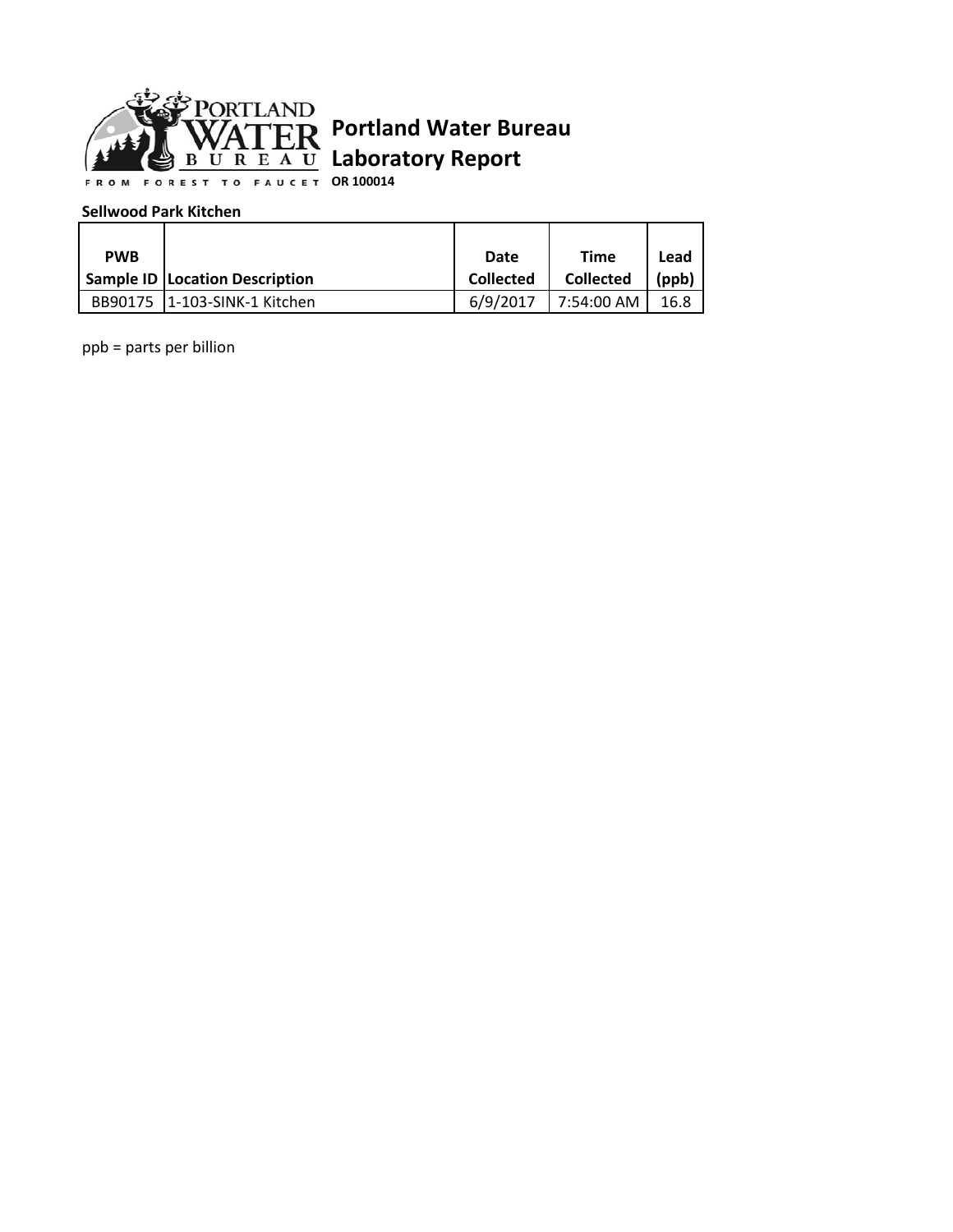# Portland Water Bureau
# Laboratory Report

**OR 100014**

**Sellwood Park Kitchen**

| PWB Sample ID | Location Description | Date Collected | Time Collected | Lead (ppb) |
|---|---|---|---|---|
| BB90175 | 1-103-SINK-1 Kitchen | 6/9/2017 | 7:54:00 AM | 16.8 |

ppb = parts per billion